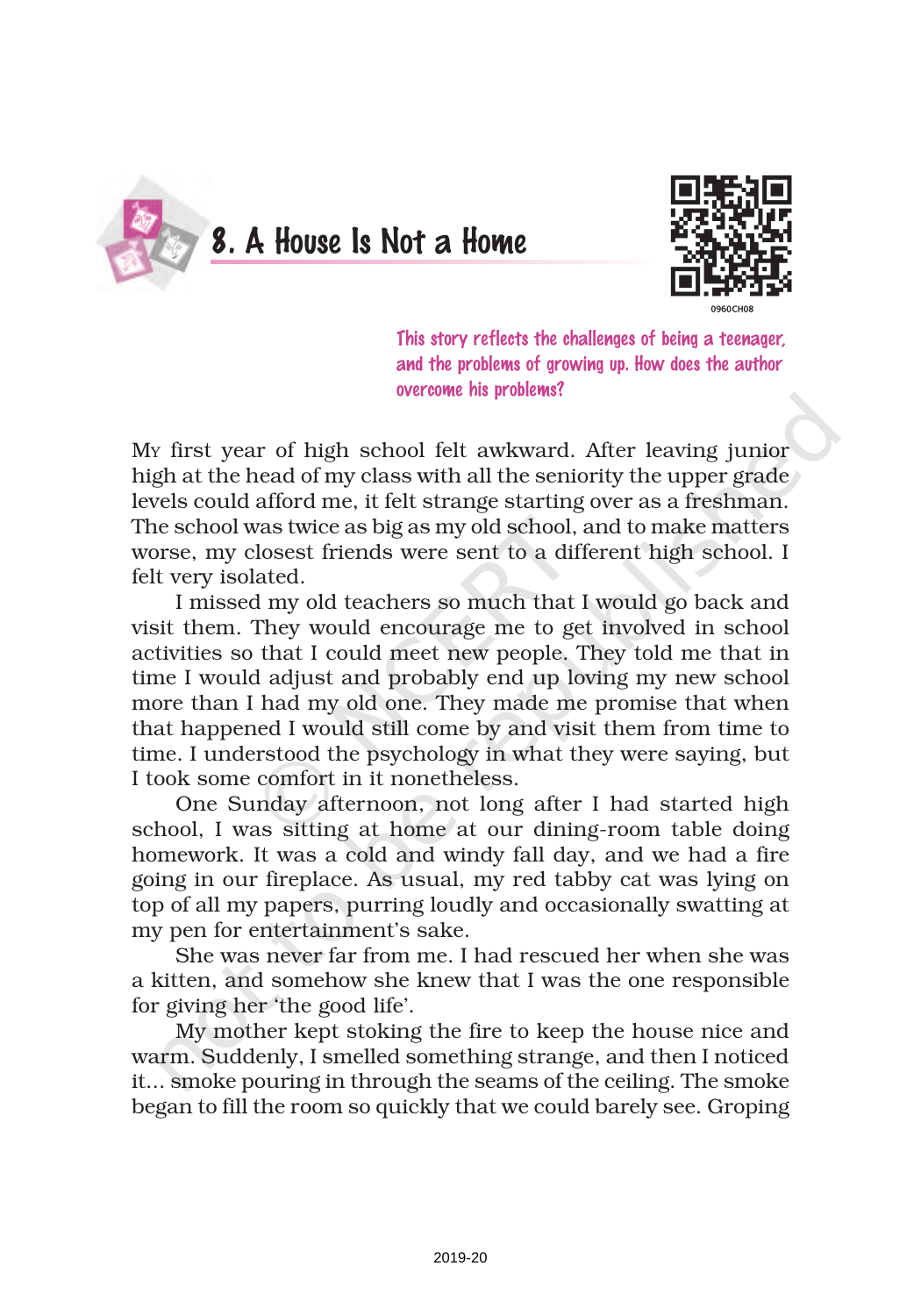# 8. A House Is Not a Home

*This story reflects the challenges of being a teenager, and the problems of growing up. How does the author overcome his problems?*

My first year of high school felt awkward. After leaving junior high at the head of my class with all the seniority the upper grade levels could afford me, it felt strange starting over as a freshman. The school was twice as big as my old school, and to make matters worse, my closest friends were sent to a different high school. I felt very isolated.

I missed my old teachers so much that I would go back and visit them. They would encourage me to get involved in school activities so that I could meet new people. They told me that in time I would adjust and probably end up loving my new school more than I had my old one. They made me promise that when that happened I would still come by and visit them from time to time. I understood the psychology in what they were saying, but I took some comfort in it nonetheless.

One Sunday afternoon, not long after I had started high school, I was sitting at home at our dining-room table doing homework. It was a cold and windy fall day, and we had a fire going in our fireplace. As usual, my red tabby cat was lying on top of all my papers, purring loudly and occasionally swatting at my pen for entertainment's sake.

She was never far from me. I had rescued her when she was a kitten, and somehow she knew that I was the one responsible for giving her 'the good life'.

My mother kept stoking the fire to keep the house nice and warm. Suddenly, I smelled something strange, and then I noticed it... smoke pouring in through the seams of the ceiling. The smoke began to fill the room so quickly that we could barely see. Groping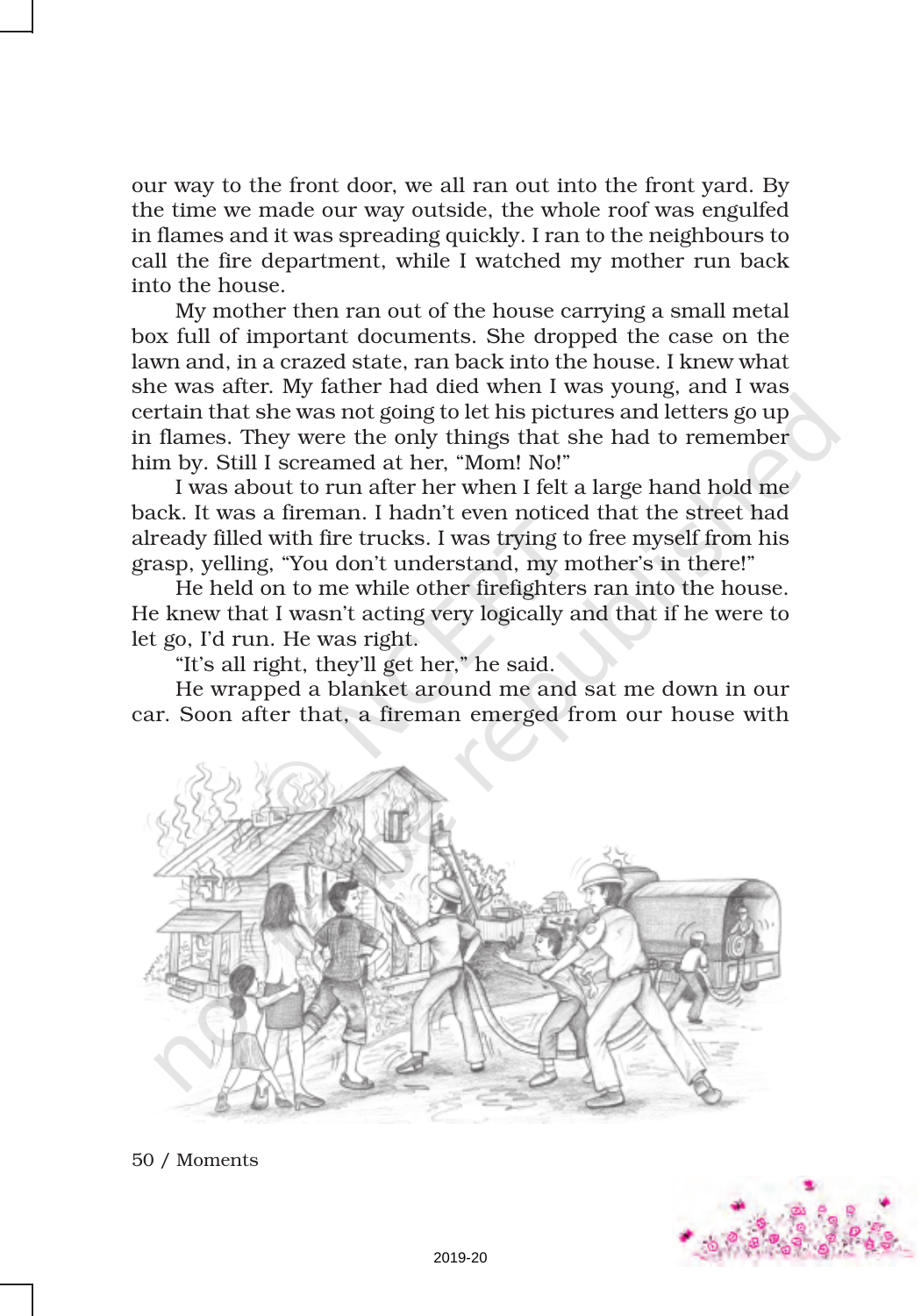our way to the front door, we all ran out into the front yard. By the time we made our way outside, the whole roof was engulfed in flames and it was spreading quickly. I ran to the neighbours to call the fire department, while I watched my mother run back into the house.

My mother then ran out of the house carrying a small metal box full of important documents. She dropped the case on the lawn and, in a crazed state, ran back into the house. I knew what she was after. My father had died when I was young, and I was certain that she was not going to let his pictures and letters go up in flames. They were the only things that she had to remember him by. Still I screamed at her, "Mom! No!"

I was about to run after her when I felt a large hand hold me back. It was a fireman. I hadn't even noticed that the street had already filled with fire trucks. I was trying to free myself from his grasp, yelling, "You don't understand, my mother's in there!"

He held on to me while other firefighters ran into the house. He knew that I wasn't acting very logically and that if he were to let go, I'd run. He was right.

"It's all right, they'll get her," he said.

He wrapped a blanket around me and sat me down in our car. Soon after that, a fireman emerged from our house with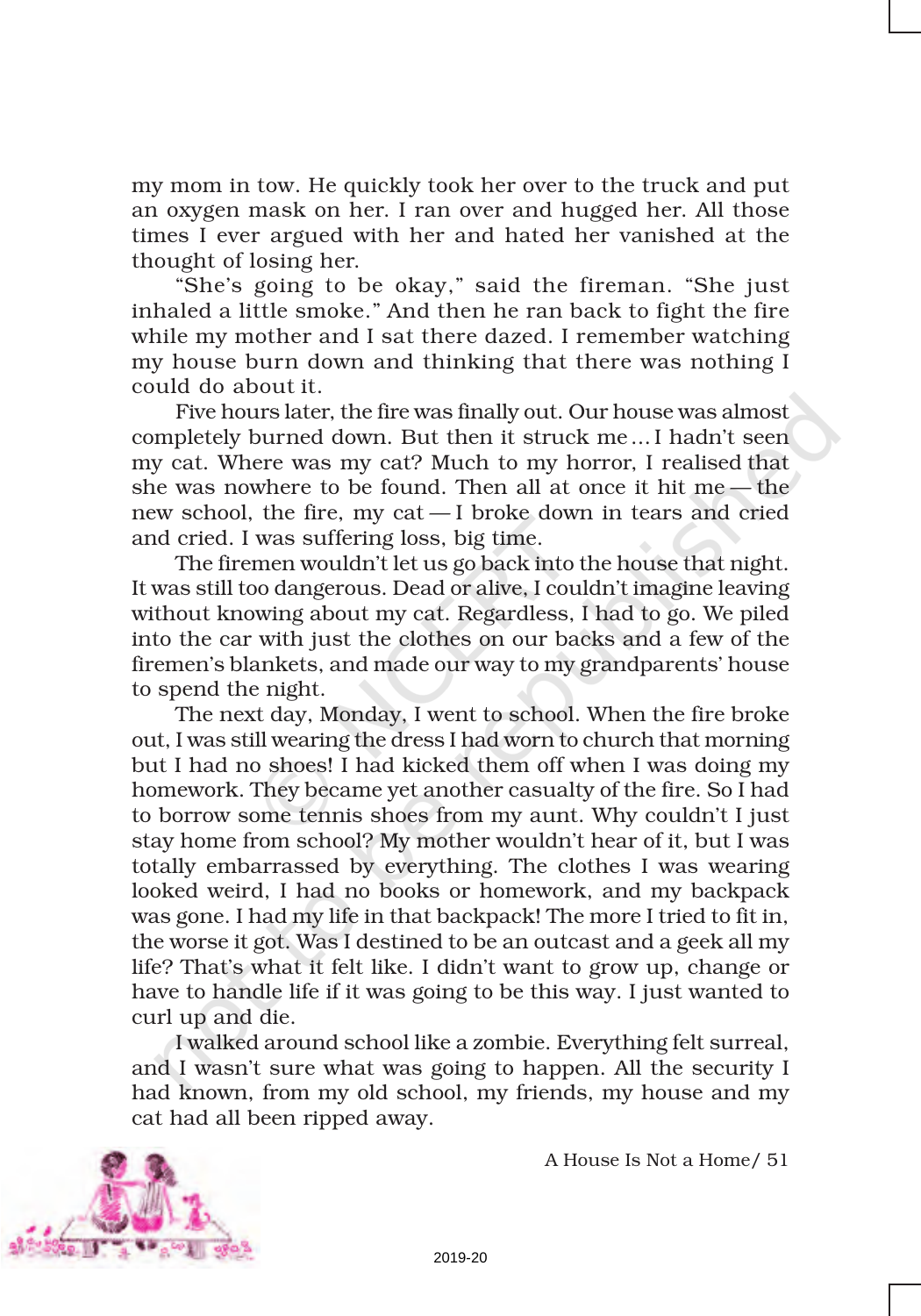my mom in tow. He quickly took her over to the truck and put an oxygen mask on her. I ran over and hugged her. All those times I ever argued with her and hated her vanished at the thought of losing her.

"She's going to be okay," said the fireman. "She just inhaled a little smoke." And then he ran back to fight the fire while my mother and I sat there dazed. I remember watching my house burn down and thinking that there was nothing I could do about it.

Five hours later, the fire was finally out. Our house was almost completely burned down. But then it struck me ... I hadn't seen my cat. Where was my cat? Much to my horror, I realised that she was nowhere to be found. Then all at once it hit me — the new school, the fire, my cat — I broke down in tears and cried and cried. I was suffering loss, big time.

The firemen wouldn't let us go back into the house that night. It was still too dangerous. Dead or alive, I couldn't imagine leaving without knowing about my cat. Regardless, I had to go. We piled into the car with just the clothes on our backs and a few of the firemen's blankets, and made our way to my grandparents' house to spend the night.

The next day, Monday, I went to school. When the fire broke out, I was still wearing the dress I had worn to church that morning but I had no shoes! I had kicked them off when I was doing my homework. They became yet another casualty of the fire. So I had to borrow some tennis shoes from my aunt. Why couldn't I just stay home from school? My mother wouldn't hear of it, but I was totally embarrassed by everything. The clothes I was wearing looked weird, I had no books or homework, and my backpack was gone. I had my life in that backpack! The more I tried to fit in, the worse it got. Was I destined to be an outcast and a geek all my life? That's what it felt like. I didn't want to grow up, change or have to handle life if it was going to be this way. I just wanted to curl up and die.

I walked around school like a zombie. Everything felt surreal, and I wasn't sure what was going to happen. All the security I had known, from my old school, my friends, my house and my cat had all been ripped away.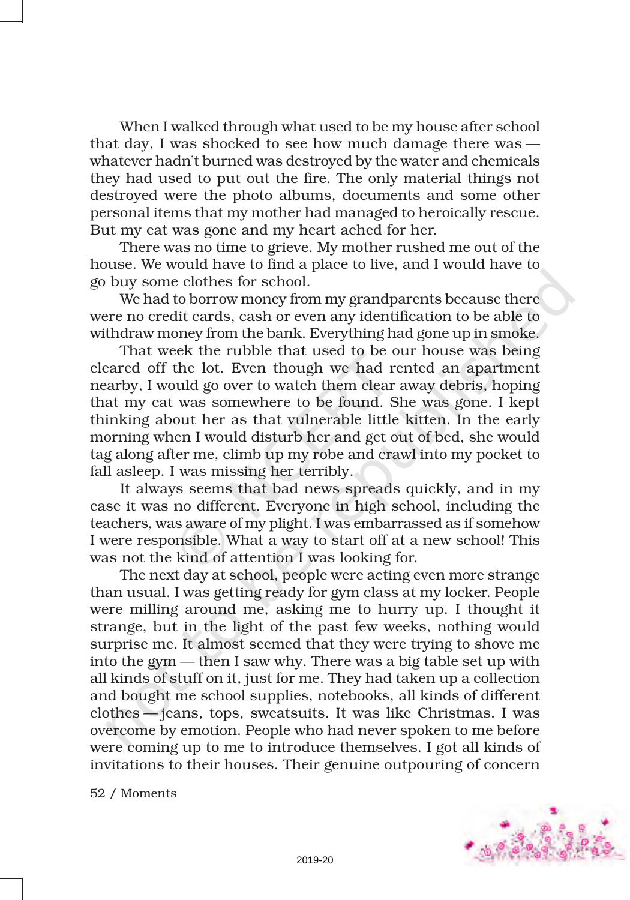When I walked through what used to be my house after school that day, I was shocked to see how much damage there was — whatever hadn't burned was destroyed by the water and chemicals they had used to put out the fire. The only material things not destroyed were the photo albums, documents and some other personal items that my mother had managed to heroically rescue. But my cat was gone and my heart ached for her.

There was no time to grieve. My mother rushed me out of the house. We would have to find a place to live, and I would have to go buy some clothes for school.

We had to borrow money from my grandparents because there were no credit cards, cash or even any identification to be able to withdraw money from the bank. Everything had gone up in smoke.

That week the rubble that used to be our house was being cleared off the lot. Even though we had rented an apartment nearby, I would go over to watch them clear away debris, hoping that my cat was somewhere to be found. She was gone. I kept thinking about her as that vulnerable little kitten. In the early morning when I would disturb her and get out of bed, she would tag along after me, climb up my robe and crawl into my pocket to fall asleep. I was missing her terribly.

It always seems that bad news spreads quickly, and in my case it was no different. Everyone in high school, including the teachers, was aware of my plight. I was embarrassed as if somehow I were responsible. What a way to start off at a new school! This was not the kind of attention I was looking for.

The next day at school, people were acting even more strange than usual. I was getting ready for gym class at my locker. People were milling around me, asking me to hurry up. I thought it strange, but in the light of the past few weeks, nothing would surprise me. It almost seemed that they were trying to shove me into the gym — then I saw why. There was a big table set up with all kinds of stuff on it, just for me. They had taken up a collection and bought me school supplies, notebooks, all kinds of different clothes — jeans, tops, sweatsuits. It was like Christmas. I was overcome by emotion. People who had never spoken to me before were coming up to me to introduce themselves. I got all kinds of invitations to their houses. Their genuine outpouring of concern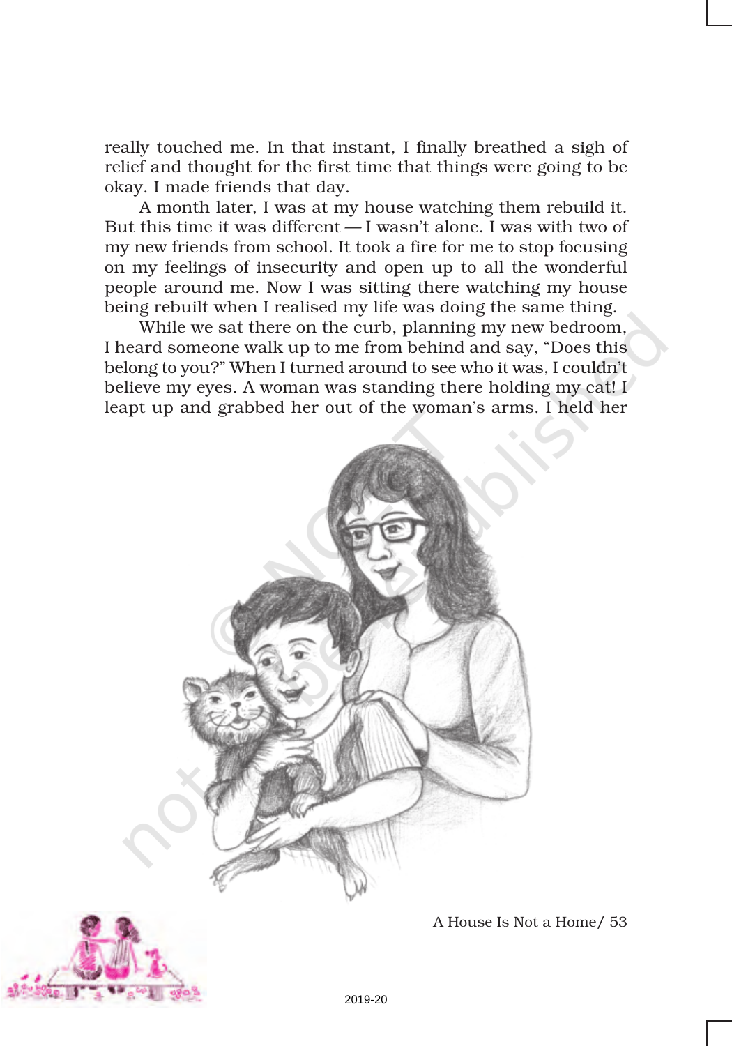really touched me. In that instant, I finally breathed a sigh of relief and thought for the first time that things were going to be okay. I made friends that day.

A month later, I was at my house watching them rebuild it. But this time it was different — I wasn't alone. I was with two of my new friends from school. It took a fire for me to stop focusing on my feelings of insecurity and open up to all the wonderful people around me. Now I was sitting there watching my house being rebuilt when I realised my life was doing the same thing.

While we sat there on the curb, planning my new bedroom, I heard someone walk up to me from behind and say, "Does this belong to you?" When I turned around to see who it was, I couldn't believe my eyes. A woman was standing there holding my cat! I leapt up and grabbed her out of the woman's arms. I held her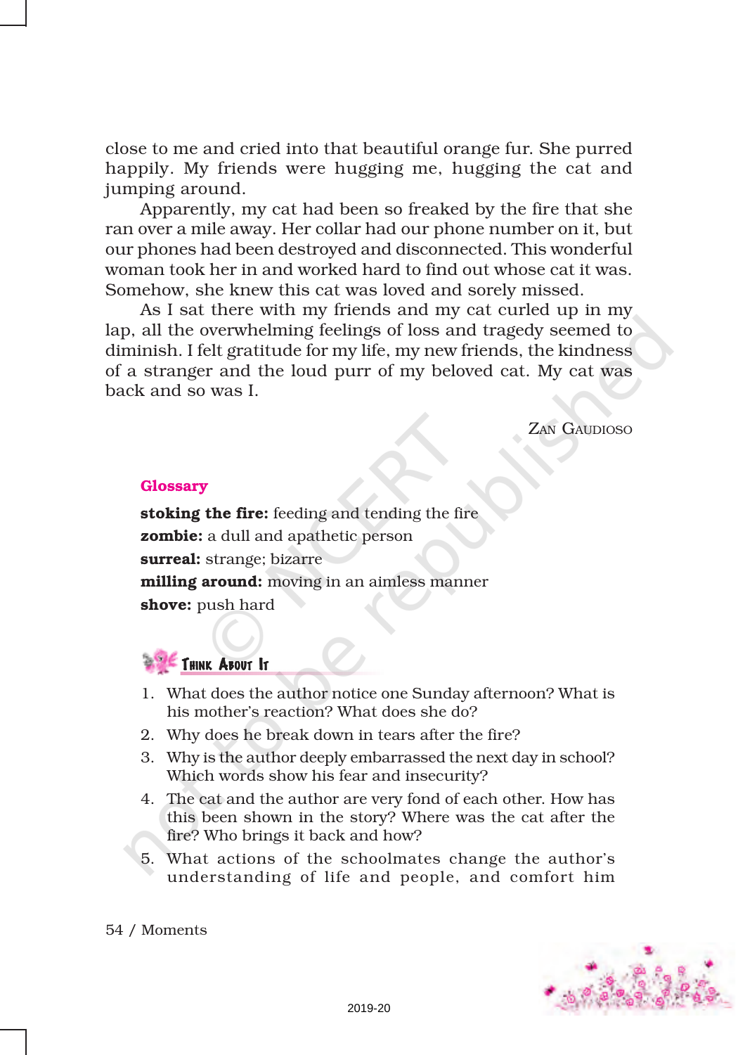close to me and cried into that beautiful orange fur. She purred happily. My friends were hugging me, hugging the cat and jumping around.

Apparently, my cat had been so freaked by the fire that she ran over a mile away. Her collar had our phone number on it, but our phones had been destroyed and disconnected. This wonderful woman took her in and worked hard to find out whose cat it was. Somehow, she knew this cat was loved and sorely missed.

As I sat there with my friends and my cat curled up in my lap, all the overwhelming feelings of loss and tragedy seemed to diminish. I felt gratitude for my life, my new friends, the kindness of a stranger and the loud purr of my beloved cat. My cat was back and so was I.

ZAN GAUDIOSO

## Glossary

**stoking the fire:** feeding and tending the fire
**zombie:** a dull and apathetic person
**surreal:** strange; bizarre
**milling around:** moving in an aimless manner
**shove:** push hard

## Think About It

1. What does the author notice one Sunday afternoon? What is his mother's reaction? What does she do?
2. Why does he break down in tears after the fire?
3. Why is the author deeply embarrassed the next day in school? Which words show his fear and insecurity?
4. The cat and the author are very fond of each other. How has this been shown in the story? Where was the cat after the fire? Who brings it back and how?
5. What actions of the schoolmates change the author's understanding of life and people, and comfort him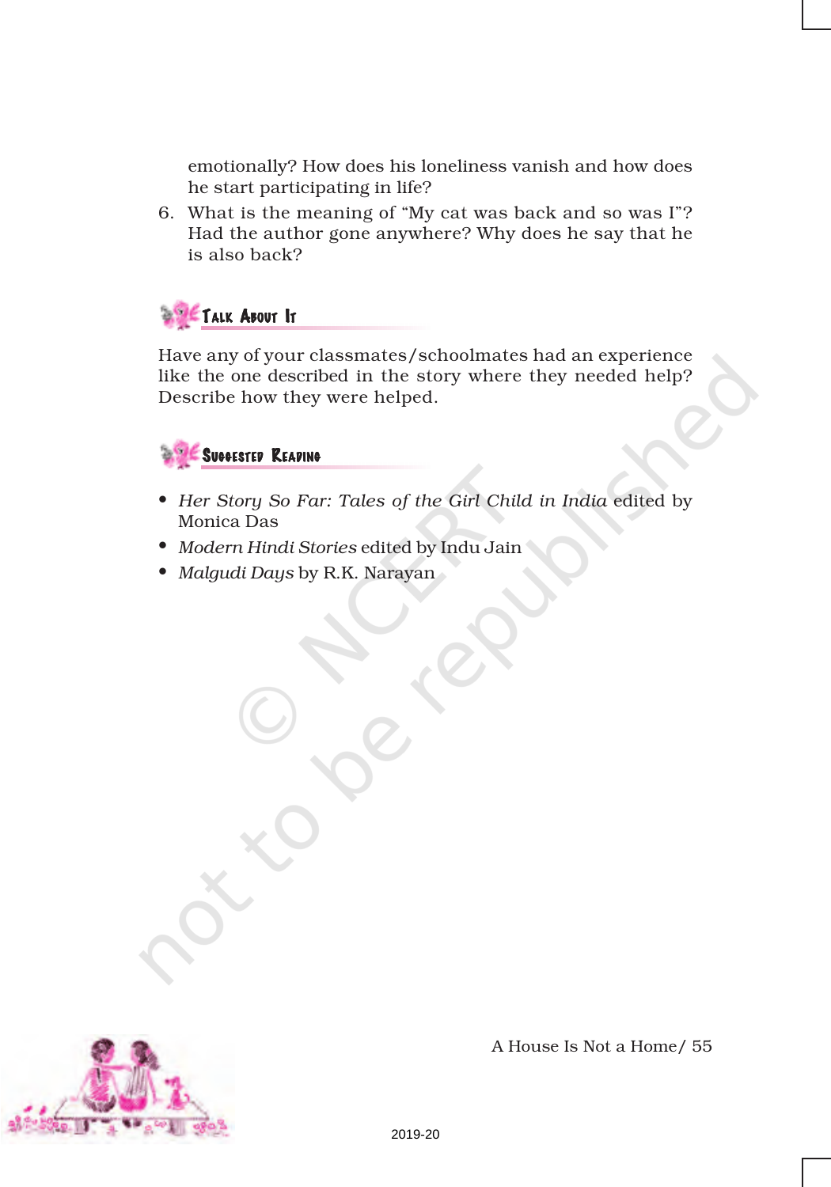emotionally? How does his loneliness vanish and how does he start participating in life?

6. What is the meaning of "My cat was back and so was I"? Had the author gone anywhere? Why does he say that he is also back?

## Talk About It

Have any of your classmates/schoolmates had an experience like the one described in the story where they needed help? Describe how they were helped.

## Suggested Reading

- *Her Story So Far: Tales of the Girl Child in India* edited by Monica Das
- *Modern Hindi Stories* edited by Indu Jain
- *Malgudi Days* by R.K. Narayan